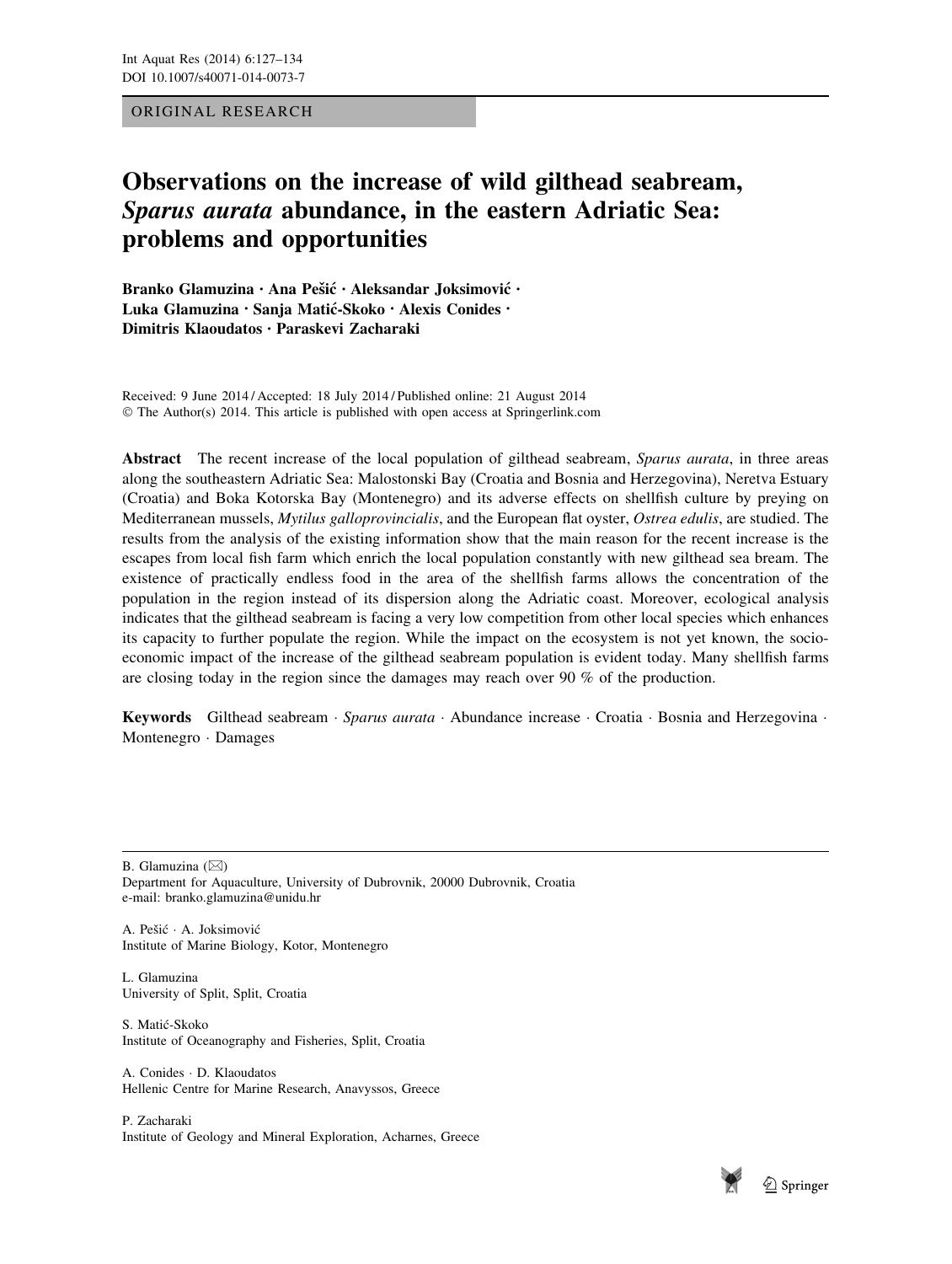ORIGINAL RESEARCH

# Observations on the increase of wild gilthead seabream, *Sparus aurata* abundance, in the eastern Adriatic Sea: problems and opportunities

**Branko Glamuzina · Ana Pešić · Aleksandar Joksimović · Luka Glamuzina · Sanja Matić-Skoko · Alexis Conides · Dimitris Klaoudatos · Paraskevi Zacharaki**

Received: 9 June 2014 / Accepted: 18 July 2014 / Published online: 21 August 2014
© The Author(s) 2014. This article is published with open access at Springerlink.com

**Abstract** The recent increase of the local population of gilthead seabream, *Sparus aurata*, in three areas along the southeastern Adriatic Sea: Malostonski Bay (Croatia and Bosnia and Herzegovina), Neretva Estuary (Croatia) and Boka Kotorska Bay (Montenegro) and its adverse effects on shellfish culture by preying on Mediterranean mussels, *Mytilus galloprovincialis*, and the European flat oyster, *Ostrea edulis*, are studied. The results from the analysis of the existing information show that the main reason for the recent increase is the escapes from local fish farm which enrich the local population constantly with new gilthead sea bream. The existence of practically endless food in the area of the shellfish farms allows the concentration of the population in the region instead of its dispersion along the Adriatic coast. Moreover, ecological analysis indicates that the gilthead seabream is facing a very low competition from other local species which enhances its capacity to further populate the region. While the impact on the ecosystem is not yet known, the socio-economic impact of the increase of the gilthead seabream population is evident today. Many shellfish farms are closing today in the region since the damages may reach over 90 % of the production.

**Keywords** Gilthead seabream · *Sparus aurata* · Abundance increase · Croatia · Bosnia and Herzegovina · Montenegro · Damages

---

B. Glamuzina (✉)
Department for Aquaculture, University of Dubrovnik, 20000 Dubrovnik, Croatia
e-mail: branko.glamuzina@unidu.hr

A. Pešić · A. Joksimović
Institute of Marine Biology, Kotor, Montenegro

L. Glamuzina
University of Split, Split, Croatia

S. Matić-Skoko
Institute of Oceanography and Fisheries, Split, Croatia

A. Conides · D. Klaoudatos
Hellenic Centre for Marine Research, Anavyssos, Greece

P. Zacharaki
Institute of Geology and Mineral Exploration, Acharnes, Greece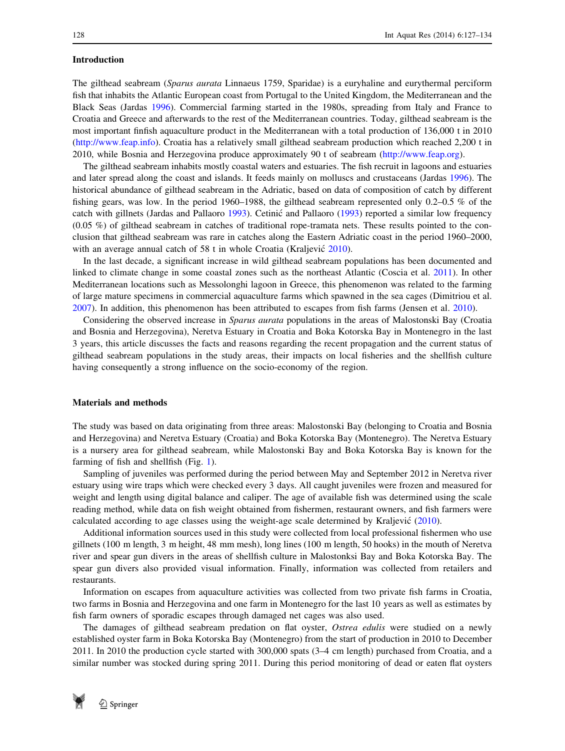## Introduction

The gilthead seabream (*Sparus aurata* Linnaeus 1759, Sparidae) is a euryhaline and eurythermal perciform fish that inhabits the Atlantic European coast from Portugal to the United Kingdom, the Mediterranean and the Black Seas (Jardas 1996). Commercial farming started in the 1980s, spreading from Italy and France to Croatia and Greece and afterwards to the rest of the Mediterranean countries. Today, gilthead seabream is the most important finfish aquaculture product in the Mediterranean with a total production of 136,000 t in 2010 (http://www.feap.info). Croatia has a relatively small gilthead seabream production which reached 2,200 t in 2010, while Bosnia and Herzegovina produce approximately 90 t of seabream (http://www.feap.org).

The gilthead seabream inhabits mostly coastal waters and estuaries. The fish recruit in lagoons and estuaries and later spread along the coast and islands. It feeds mainly on molluscs and crustaceans (Jardas 1996). The historical abundance of gilthead seabream in the Adriatic, based on data of composition of catch by different fishing gears, was low. In the period 1960–1988, the gilthead seabream represented only 0.2–0.5 % of the catch with gillnets (Jardas and Pallaoro 1993). Cetinić and Pallaoro (1993) reported a similar low frequency (0.05 %) of gilthead seabream in catches of traditional rope-tramata nets. These results pointed to the conclusion that gilthead seabream was rare in catches along the Eastern Adriatic coast in the period 1960–2000, with an average annual catch of 58 t in whole Croatia (Kraljević 2010).

In the last decade, a significant increase in wild gilthead seabream populations has been documented and linked to climate change in some coastal zones such as the northeast Atlantic (Coscia et al. 2011). In other Mediterranean locations such as Messolonghi lagoon in Greece, this phenomenon was related to the farming of large mature specimens in commercial aquaculture farms which spawned in the sea cages (Dimitriou et al. 2007). In addition, this phenomenon has been attributed to escapes from fish farms (Jensen et al. 2010).

Considering the observed increase in *Sparus aurata* populations in the areas of Malostonski Bay (Croatia and Bosnia and Herzegovina), Neretva Estuary in Croatia and Boka Kotorska Bay in Montenegro in the last 3 years, this article discusses the facts and reasons regarding the recent propagation and the current status of gilthead seabream populations in the study areas, their impacts on local fisheries and the shellfish culture having consequently a strong influence on the socio-economy of the region.

## Materials and methods

The study was based on data originating from three areas: Malostonski Bay (belonging to Croatia and Bosnia and Herzegovina) and Neretva Estuary (Croatia) and Boka Kotorska Bay (Montenegro). The Neretva Estuary is a nursery area for gilthead seabream, while Malostonski Bay and Boka Kotorska Bay is known for the farming of fish and shellfish (Fig. 1).

Sampling of juveniles was performed during the period between May and September 2012 in Neretva river estuary using wire traps which were checked every 3 days. All caught juveniles were frozen and measured for weight and length using digital balance and caliper. The age of available fish was determined using the scale reading method, while data on fish weight obtained from fishermen, restaurant owners, and fish farmers were calculated according to age classes using the weight-age scale determined by Kraljević (2010).

Additional information sources used in this study were collected from local professional fishermen who use gillnets (100 m length, 3 m height, 48 mm mesh), long lines (100 m length, 50 hooks) in the mouth of Neretva river and spear gun divers in the areas of shellfish culture in Malostonksi Bay and Boka Kotorska Bay. The spear gun divers also provided visual information. Finally, information was collected from retailers and restaurants.

Information on escapes from aquaculture activities was collected from two private fish farms in Croatia, two farms in Bosnia and Herzegovina and one farm in Montenegro for the last 10 years as well as estimates by fish farm owners of sporadic escapes through damaged net cages was also used.

The damages of gilthead seabream predation on flat oyster, *Ostrea edulis* were studied on a newly established oyster farm in Boka Kotorska Bay (Montenegro) from the start of production in 2010 to December 2011. In 2010 the production cycle started with 300,000 spats (3–4 cm length) purchased from Croatia, and a similar number was stocked during spring 2011. During this period monitoring of dead or eaten flat oysters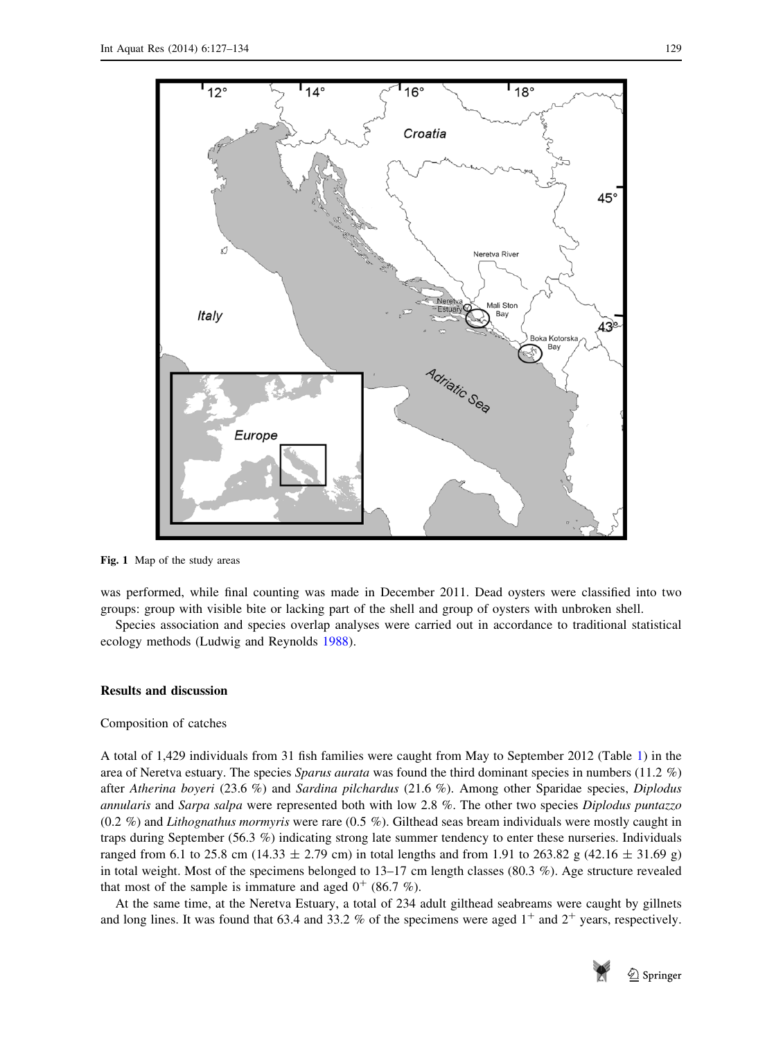Fig. 1 Map of the study areas

was performed, while final counting was made in December 2011. Dead oysters were classified into two groups: group with visible bite or lacking part of the shell and group of oysters with unbroken shell.

Species association and species overlap analyses were carried out in accordance to traditional statistical ecology methods (Ludwig and Reynolds 1988).

## Results and discussion

### Composition of catches

A total of 1,429 individuals from 31 fish families were caught from May to September 2012 (Table 1) in the area of Neretva estuary. The species *Sparus aurata* was found the third dominant species in numbers (11.2 %) after *Atherina boyeri* (23.6 %) and *Sardina pilchardus* (21.6 %). Among other Sparidae species, *Diplodus annularis* and *Sarpa salpa* were represented both with low 2.8 %. The other two species *Diplodus puntazzo* (0.2 %) and *Lithognathus mormyris* were rare (0.5 %). Gilthead seas bream individuals were mostly caught in traps during September (56.3 %) indicating strong late summer tendency to enter these nurseries. Individuals ranged from 6.1 to 25.8 cm (14.33 ± 2.79 cm) in total lengths and from 1.91 to 263.82 g (42.16 ± 31.69 g) in total weight. Most of the specimens belonged to 13–17 cm length classes (80.3 %). Age structure revealed that most of the sample is immature and aged $0^{+}$ (86.7 %).

At the same time, at the Neretva Estuary, a total of 234 adult gilthead seabreams were caught by gillnets and long lines. It was found that 63.4 and 33.2 % of the specimens were aged $1^{+}$ and $2^{+}$ years, respectively.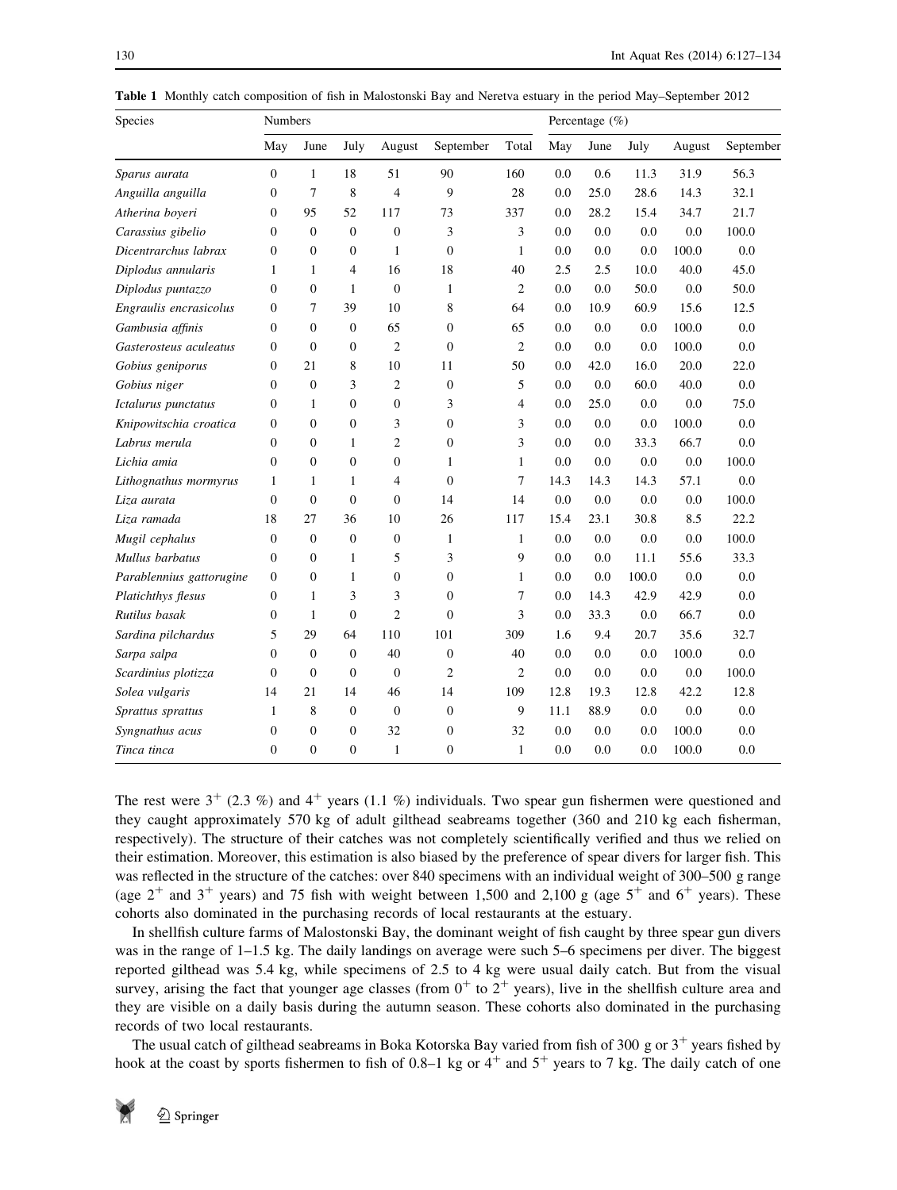**Table 1** Monthly catch composition of fish in Malostonski Bay and Neretva estuary in the period May–September 2012

| Species | Numbers | | | | | | Percentage (%) | | | | |
|---|---|---|---|---|---|---|---|---|---|---|---|
| | May | June | July | August | September | Total | May | June | July | August | September |
| *Sparus aurata* | 0 | 1 | 18 | 51 | 90 | 160 | 0.0 | 0.6 | 11.3 | 31.9 | 56.3 |
| *Anguilla anguilla* | 0 | 7 | 8 | 4 | 9 | 28 | 0.0 | 25.0 | 28.6 | 14.3 | 32.1 |
| *Atherina boyeri* | 0 | 95 | 52 | 117 | 73 | 337 | 0.0 | 28.2 | 15.4 | 34.7 | 21.7 |
| *Carassius gibelio* | 0 | 0 | 0 | 0 | 3 | 3 | 0.0 | 0.0 | 0.0 | 0.0 | 100.0 |
| *Dicentrarchus labrax* | 0 | 0 | 0 | 1 | 0 | 1 | 0.0 | 0.0 | 0.0 | 100.0 | 0.0 |
| *Diplodus annularis* | 1 | 1 | 4 | 16 | 18 | 40 | 2.5 | 2.5 | 10.0 | 40.0 | 45.0 |
| *Diplodus puntazzo* | 0 | 0 | 1 | 0 | 1 | 2 | 0.0 | 0.0 | 50.0 | 0.0 | 50.0 |
| *Engraulis encrasicolus* | 0 | 7 | 39 | 10 | 8 | 64 | 0.0 | 10.9 | 60.9 | 15.6 | 12.5 |
| *Gambusia affinis* | 0 | 0 | 0 | 65 | 0 | 65 | 0.0 | 0.0 | 0.0 | 100.0 | 0.0 |
| *Gasterosteus aculeatus* | 0 | 0 | 0 | 2 | 0 | 2 | 0.0 | 0.0 | 0.0 | 100.0 | 0.0 |
| *Gobius geniporus* | 0 | 21 | 8 | 10 | 11 | 50 | 0.0 | 42.0 | 16.0 | 20.0 | 22.0 |
| *Gobius niger* | 0 | 0 | 3 | 2 | 0 | 5 | 0.0 | 0.0 | 60.0 | 40.0 | 0.0 |
| *Ictalurus punctatus* | 0 | 1 | 0 | 0 | 3 | 4 | 0.0 | 25.0 | 0.0 | 0.0 | 75.0 |
| *Knipowitschia croatica* | 0 | 0 | 0 | 3 | 0 | 3 | 0.0 | 0.0 | 0.0 | 100.0 | 0.0 |
| *Labrus merula* | 0 | 0 | 1 | 2 | 0 | 3 | 0.0 | 0.0 | 33.3 | 66.7 | 0.0 |
| *Lichia amia* | 0 | 0 | 0 | 0 | 1 | 1 | 0.0 | 0.0 | 0.0 | 0.0 | 100.0 |
| *Lithognathus mormyrus* | 1 | 1 | 1 | 4 | 0 | 7 | 14.3 | 14.3 | 14.3 | 57.1 | 0.0 |
| *Liza aurata* | 0 | 0 | 0 | 0 | 14 | 14 | 0.0 | 0.0 | 0.0 | 0.0 | 100.0 |
| *Liza ramada* | 18 | 27 | 36 | 10 | 26 | 117 | 15.4 | 23.1 | 30.8 | 8.5 | 22.2 |
| *Mugil cephalus* | 0 | 0 | 0 | 0 | 1 | 1 | 0.0 | 0.0 | 0.0 | 0.0 | 100.0 |
| *Mullus barbatus* | 0 | 0 | 1 | 5 | 3 | 9 | 0.0 | 0.0 | 11.1 | 55.6 | 33.3 |
| *Parablennius gattorugine* | 0 | 0 | 1 | 0 | 0 | 1 | 0.0 | 0.0 | 100.0 | 0.0 | 0.0 |
| *Platichthys flesus* | 0 | 1 | 3 | 3 | 0 | 7 | 0.0 | 14.3 | 42.9 | 42.9 | 0.0 |
| *Rutilus basak* | 0 | 1 | 0 | 2 | 0 | 3 | 0.0 | 33.3 | 0.0 | 66.7 | 0.0 |
| *Sardina pilchardus* | 5 | 29 | 64 | 110 | 101 | 309 | 1.6 | 9.4 | 20.7 | 35.6 | 32.7 |
| *Sarpa salpa* | 0 | 0 | 0 | 40 | 0 | 40 | 0.0 | 0.0 | 0.0 | 100.0 | 0.0 |
| *Scardinius plotizza* | 0 | 0 | 0 | 0 | 2 | 2 | 0.0 | 0.0 | 0.0 | 0.0 | 100.0 |
| *Solea vulgaris* | 14 | 21 | 14 | 46 | 14 | 109 | 12.8 | 19.3 | 12.8 | 42.2 | 12.8 |
| *Sprattus sprattus* | 1 | 8 | 0 | 0 | 0 | 9 | 11.1 | 88.9 | 0.0 | 0.0 | 0.0 |
| *Syngnathus acus* | 0 | 0 | 0 | 32 | 0 | 32 | 0.0 | 0.0 | 0.0 | 100.0 | 0.0 |
| *Tinca tinca* | 0 | 0 | 0 | 1 | 0 | 1 | 0.0 | 0.0 | 0.0 | 100.0 | 0.0 |

The rest were $3^+$ (2.3 %) and $4^+$ years (1.1 %) individuals. Two spear gun fishermen were questioned and they caught approximately 570 kg of adult gilthead seabreams together (360 and 210 kg each fisherman, respectively). The structure of their catches was not completely scientifically verified and thus we relied on their estimation. Moreover, this estimation is also biased by the preference of spear divers for larger fish. This was reflected in the structure of the catches: over 840 specimens with an individual weight of 300–500 g range (age $2^+$ and $3^+$ years) and 75 fish with weight between 1,500 and 2,100 g (age $5^+$ and $6^+$ years). These cohorts also dominated in the purchasing records of local restaurants at the estuary.

In shellfish culture farms of Malostonski Bay, the dominant weight of fish caught by three spear gun divers was in the range of 1–1.5 kg. The daily landings on average were such 5–6 specimens per diver. The biggest reported gilthead was 5.4 kg, while specimens of 2.5 to 4 kg were usual daily catch. But from the visual survey, arising the fact that younger age classes (from $0^+$ to $2^+$ years), live in the shellfish culture area and they are visible on a daily basis during the autumn season. These cohorts also dominated in the purchasing records of two local restaurants.

The usual catch of gilthead seabreams in Boka Kotorska Bay varied from fish of 300 g or $3^+$ years fished by hook at the coast by sports fishermen to fish of 0.8–1 kg or $4^+$ and $5^+$ years to 7 kg. The daily catch of one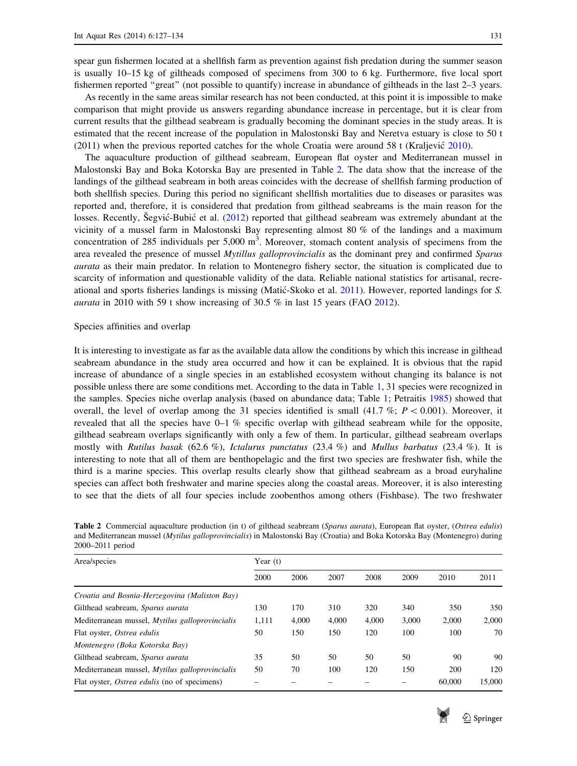spear gun fishermen located at a shellfish farm as prevention against fish predation during the summer season is usually 10–15 kg of giltheads composed of specimens from 300 to 6 kg. Furthermore, five local sport fishermen reported "great" (not possible to quantify) increase in abundance of giltheads in the last 2–3 years.

As recently in the same areas similar research has not been conducted, at this point it is impossible to make comparison that might provide us answers regarding abundance increase in percentage, but it is clear from current results that the gilthead seabream is gradually becoming the dominant species in the study areas. It is estimated that the recent increase of the population in Malostonski Bay and Neretva estuary is close to 50 t (2011) when the previous reported catches for the whole Croatia were around 58 t (Kraljević 2010).

The aquaculture production of gilthead seabream, European flat oyster and Mediterranean mussel in Malostonski Bay and Boka Kotorska Bay are presented in Table 2. The data show that the increase of the landings of the gilthead seabream in both areas coincides with the decrease of shellfish farming production of both shellfish species. During this period no significant shellfish mortalities due to diseases or parasites was reported and, therefore, it is considered that predation from gilthead seabreams is the main reason for the losses. Recently, Šegvić-Bubić et al. (2012) reported that gilthead seabream was extremely abundant at the vicinity of a mussel farm in Malostonski Bay representing almost 80 % of the landings and a maximum concentration of 285 individuals per 5,000 $m^3$. Moreover, stomach content analysis of specimens from the area revealed the presence of mussel *Mytillus galloprovincialis* as the dominant prey and confirmed *Sparus aurata* as their main predator. In relation to Montenegro fishery sector, the situation is complicated due to scarcity of information and questionable validity of the data. Reliable national statistics for artisanal, recreational and sports fisheries landings is missing (Matić-Skoko et al. 2011). However, reported landings for *S. aurata* in 2010 with 59 t show increasing of 30.5 % in last 15 years (FAO 2012).

## Species affinities and overlap

It is interesting to investigate as far as the available data allow the conditions by which this increase in gilthead seabream abundance in the study area occurred and how it can be explained. It is obvious that the rapid increase of abundance of a single species in an established ecosystem without changing its balance is not possible unless there are some conditions met. According to the data in Table 1, 31 species were recognized in the samples. Species niche overlap analysis (based on abundance data; Table 1; Petraitis 1985) showed that overall, the level of overlap among the 31 species identified is small (41.7 %; $P < 0.001$). Moreover, it revealed that all the species have 0–1 % specific overlap with gilthead seabream while for the opposite, gilthead seabream overlaps significantly with only a few of them. In particular, gilthead seabream overlaps mostly with *Rutilus basak* (62.6 %), *Ictalurus punctatus* (23.4 %) and *Mullus barbatus* (23.4 %). It is interesting to note that all of them are benthopelagic and the first two species are freshwater fish, while the third is a marine species. This overlap results clearly show that gilthead seabream as a broad euryhaline species can affect both freshwater and marine species along the coastal areas. Moreover, it is also interesting to see that the diets of all four species include zoobenthos among others (Fishbase). The two freshwater

**Table 2** Commercial aquaculture production (in t) of gilthead seabream (*Sparus aurata*), European flat oyster, (*Ostrea edulis*) and Mediterranean mussel (*Mytilus galloprovincialis*) in Malostonski Bay (Croatia) and Boka Kotorska Bay (Montenegro) during 2000–2011 period

| Area/species | Year (t) | | | | | | |
|---|---|---|---|---|---|---|---|
| | 2000 | 2006 | 2007 | 2008 | 2009 | 2010 | 2011 |
| *Croatia and Bosnia-Herzegovina (Maliston Bay)* | | | | | | | |
| Gilthead seabream, *Sparus aurata* | 130 | 170 | 310 | 320 | 340 | 350 | 350 |
| Mediterranean mussel, *Mytilus galloprovincialis* | 1,111 | 4,000 | 4,000 | 4,000 | 3,000 | 2,000 | 2,000 |
| Flat oyster, *Ostrea edulis* | 50 | 150 | 150 | 120 | 100 | 100 | 70 |
| *Montenegro (Boka Kotorska Bay)* | | | | | | | |
| Gilthead seabream, *Sparus aurata* | 35 | 50 | 50 | 50 | 50 | 90 | 90 |
| Mediterranean mussel, *Mytilus galloprovincialis* | 50 | 70 | 100 | 120 | 150 | 200 | 120 |
| Flat oyster, *Ostrea edulis* (no of specimens) | – | – | – | – | – | 60,000 | 15,000 |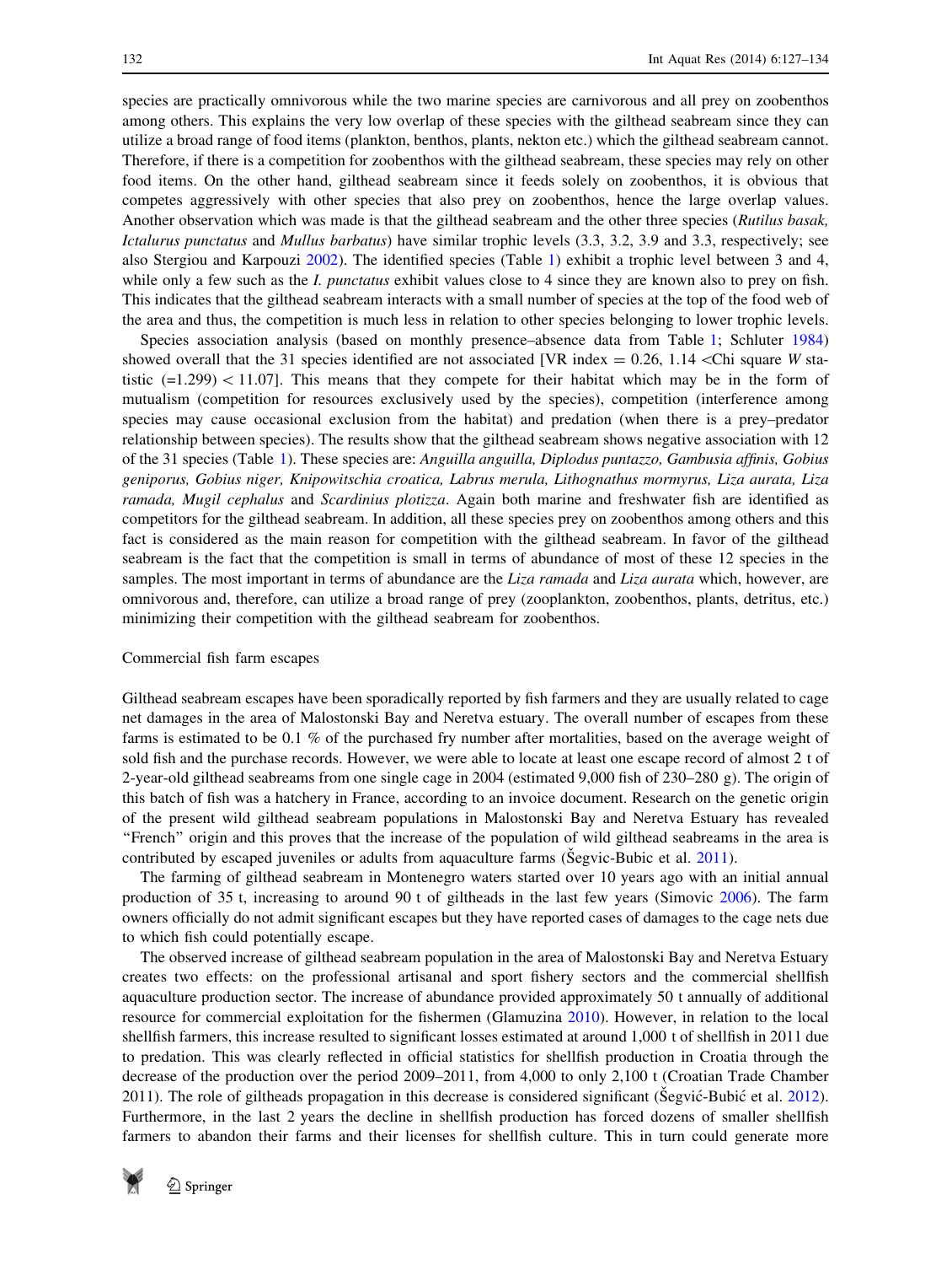species are practically omnivorous while the two marine species are carnivorous and all prey on zoobenthos among others. This explains the very low overlap of these species with the gilthead seabream since they can utilize a broad range of food items (plankton, benthos, plants, nekton etc.) which the gilthead seabream cannot. Therefore, if there is a competition for zoobenthos with the gilthead seabream, these species may rely on other food items. On the other hand, gilthead seabream since it feeds solely on zoobenthos, it is obvious that competes aggressively with other species that also prey on zoobenthos, hence the large overlap values. Another observation which was made is that the gilthead seabream and the other three species (*Rutilus basak, Ictalurus punctatus* and *Mullus barbatus*) have similar trophic levels (3.3, 3.2, 3.9 and 3.3, respectively; see also Stergiou and Karpouzi 2002). The identified species (Table 1) exhibit a trophic level between 3 and 4, while only a few such as the *I. punctatus* exhibit values close to 4 since they are known also to prey on fish. This indicates that the gilthead seabream interacts with a small number of species at the top of the food web of the area and thus, the competition is much less in relation to other species belonging to lower trophic levels.

Species association analysis (based on monthly presence–absence data from Table 1; Schluter 1984) showed overall that the 31 species identified are not associated [VR index = 0.26, 1.14 <Chi square *W* statistic (=1.299) < 11.07]. This means that they compete for their habitat which may be in the form of mutualism (competition for resources exclusively used by the species), competition (interference among species may cause occasional exclusion from the habitat) and predation (when there is a prey–predator relationship between species). The results show that the gilthead seabream shows negative association with 12 of the 31 species (Table 1). These species are: *Anguilla anguilla, Diplodus puntazzo, Gambusia affinis, Gobius geniporus, Gobius niger, Knipowitschia croatica, Labrus merula, Lithognathus mormyrus, Liza aurata, Liza ramada, Mugil cephalus* and *Scardinius plotizza*. Again both marine and freshwater fish are identified as competitors for the gilthead seabream. In addition, all these species prey on zoobenthos among others and this fact is considered as the main reason for competition with the gilthead seabream. In favor of the gilthead seabream is the fact that the competition is small in terms of abundance of most of these 12 species in the samples. The most important in terms of abundance are the *Liza ramada* and *Liza aurata* which, however, are omnivorous and, therefore, can utilize a broad range of prey (zooplankton, zoobenthos, plants, detritus, etc.) minimizing their competition with the gilthead seabream for zoobenthos.

### Commercial fish farm escapes

Gilthead seabream escapes have been sporadically reported by fish farmers and they are usually related to cage net damages in the area of Malostonski Bay and Neretva estuary. The overall number of escapes from these farms is estimated to be 0.1 % of the purchased fry number after mortalities, based on the average weight of sold fish and the purchase records. However, we were able to locate at least one escape record of almost 2 t of 2-year-old gilthead seabreams from one single cage in 2004 (estimated 9,000 fish of 230–280 g). The origin of this batch of fish was a hatchery in France, according to an invoice document. Research on the genetic origin of the present wild gilthead seabream populations in Malostonski Bay and Neretva Estuary has revealed "French" origin and this proves that the increase of the population of wild gilthead seabreams in the area is contributed by escaped juveniles or adults from aquaculture farms (Šegvic-Bubic et al. 2011).

The farming of gilthead seabream in Montenegro waters started over 10 years ago with an initial annual production of 35 t, increasing to around 90 t of giltheads in the last few years (Simovic 2006). The farm owners officially do not admit significant escapes but they have reported cases of damages to the cage nets due to which fish could potentially escape.

The observed increase of gilthead seabream population in the area of Malostonski Bay and Neretva Estuary creates two effects: on the professional artisanal and sport fishery sectors and the commercial shellfish aquaculture production sector. The increase of abundance provided approximately 50 t annually of additional resource for commercial exploitation for the fishermen (Glamuzina 2010). However, in relation to the local shellfish farmers, this increase resulted to significant losses estimated at around 1,000 t of shellfish in 2011 due to predation. This was clearly reflected in official statistics for shellfish production in Croatia through the decrease of the production over the period 2009–2011, from 4,000 to only 2,100 t (Croatian Trade Chamber 2011). The role of giltheads propagation in this decrease is considered significant (Šegvić-Bubić et al. 2012). Furthermore, in the last 2 years the decline in shellfish production has forced dozens of smaller shellfish farmers to abandon their farms and their licenses for shellfish culture. This in turn could generate more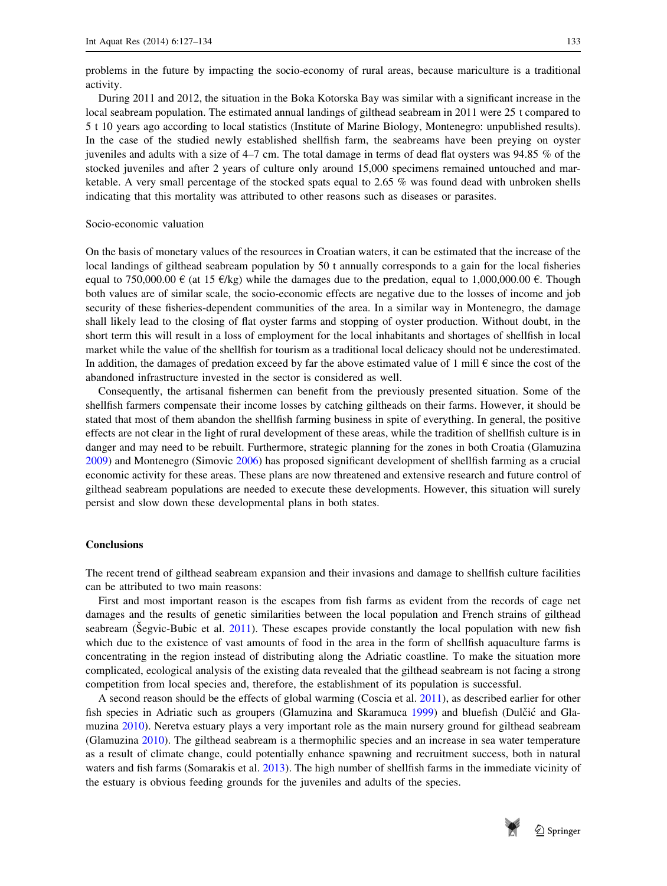problems in the future by impacting the socio-economy of rural areas, because mariculture is a traditional activity.

During 2011 and 2012, the situation in the Boka Kotorska Bay was similar with a significant increase in the local seabream population. The estimated annual landings of gilthead seabream in 2011 were 25 t compared to 5 t 10 years ago according to local statistics (Institute of Marine Biology, Montenegro: unpublished results). In the case of the studied newly established shellfish farm, the seabreams have been preying on oyster juveniles and adults with a size of 4–7 cm. The total damage in terms of dead flat oysters was 94.85 % of the stocked juveniles and after 2 years of culture only around 15,000 specimens remained untouched and marketable. A very small percentage of the stocked spats equal to 2.65 % was found dead with unbroken shells indicating that this mortality was attributed to other reasons such as diseases or parasites.

Socio-economic valuation

On the basis of monetary values of the resources in Croatian waters, it can be estimated that the increase of the local landings of gilthead seabream population by 50 t annually corresponds to a gain for the local fisheries equal to 750,000.00 € (at 15 €/kg) while the damages due to the predation, equal to 1,000,000.00 €. Though both values are of similar scale, the socio-economic effects are negative due to the losses of income and job security of these fisheries-dependent communities of the area. In a similar way in Montenegro, the damage shall likely lead to the closing of flat oyster farms and stopping of oyster production. Without doubt, in the short term this will result in a loss of employment for the local inhabitants and shortages of shellfish in local market while the value of the shellfish for tourism as a traditional local delicacy should not be underestimated. In addition, the damages of predation exceed by far the above estimated value of 1 mill € since the cost of the abandoned infrastructure invested in the sector is considered as well.

Consequently, the artisanal fishermen can benefit from the previously presented situation. Some of the shellfish farmers compensate their income losses by catching giltheads on their farms. However, it should be stated that most of them abandon the shellfish farming business in spite of everything. In general, the positive effects are not clear in the light of rural development of these areas, while the tradition of shellfish culture is in danger and may need to be rebuilt. Furthermore, strategic planning for the zones in both Croatia (Glamuzina 2009) and Montenegro (Simovic 2006) has proposed significant development of shellfish farming as a crucial economic activity for these areas. These plans are now threatened and extensive research and future control of gilthead seabream populations are needed to execute these developments. However, this situation will surely persist and slow down these developmental plans in both states.

## Conclusions

The recent trend of gilthead seabream expansion and their invasions and damage to shellfish culture facilities can be attributed to two main reasons:

First and most important reason is the escapes from fish farms as evident from the records of cage net damages and the results of genetic similarities between the local population and French strains of gilthead seabream (Šegvic-Bubic et al. 2011). These escapes provide constantly the local population with new fish which due to the existence of vast amounts of food in the area in the form of shellfish aquaculture farms is concentrating in the region instead of distributing along the Adriatic coastline. To make the situation more complicated, ecological analysis of the existing data revealed that the gilthead seabream is not facing a strong competition from local species and, therefore, the establishment of its population is successful.

A second reason should be the effects of global warming (Coscia et al. 2011), as described earlier for other fish species in Adriatic such as groupers (Glamuzina and Skaramuca 1999) and bluefish (Dulčić and Glamuzina 2010). Neretva estuary plays a very important role as the main nursery ground for gilthead seabream (Glamuzina 2010). The gilthead seabream is a thermophilic species and an increase in sea water temperature as a result of climate change, could potentially enhance spawning and recruitment success, both in natural waters and fish farms (Somarakis et al. 2013). The high number of shellfish farms in the immediate vicinity of the estuary is obvious feeding grounds for the juveniles and adults of the species.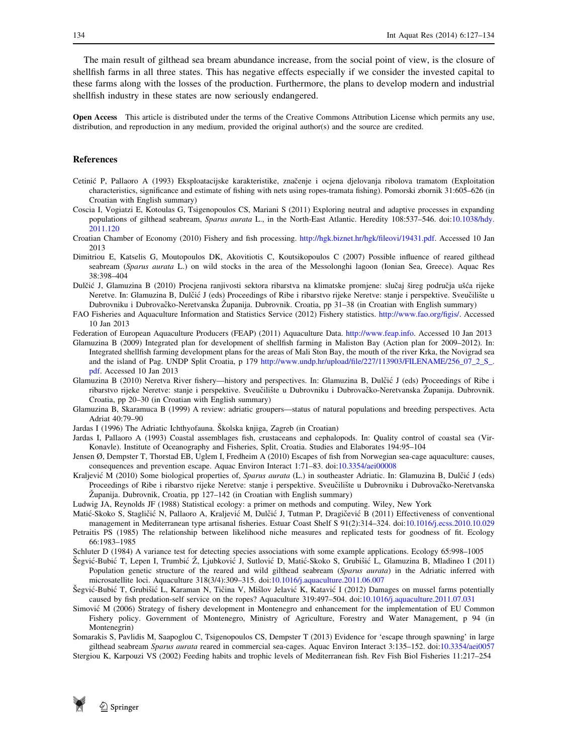The main result of gilthead sea bream abundance increase, from the social point of view, is the closure of shellfish farms in all three states. This has negative effects especially if we consider the invested capital to these farms along with the losses of the production. Furthermore, the plans to develop modern and industrial shellfish industry in these states are now seriously endangered.

**Open Access** This article is distributed under the terms of the Creative Commons Attribution License which permits any use, distribution, and reproduction in any medium, provided the original author(s) and the source are credited.

## References

Cetinić P, Pallaoro A (1993) Eksploatacijske karakteristike, značenje i ocjena djelovanja ribolova tramatom (Exploitation characteristics, significance and estimate of fishing with nets using ropes-tramata fishing). Pomorski zbornik 31:605–626 (in Croatian with English summary)

Coscia I, Vogiatzi E, Kotoulas G, Tsigenopoulos CS, Mariani S (2011) Exploring neutral and adaptive processes in expanding populations of gilthead seabream, *Sparus aurata* L., in the North-East Atlantic. Heredity 108:537–546. doi:10.1038/hdy.2011.120

Croatian Chamber of Economy (2010) Fishery and fish processing. http://hgk.biznet.hr/hgk/fileovi/19431.pdf. Accessed 10 Jan 2013

Dimitriou E, Katselis G, Moutopoulos DK, Akovitiotis C, Koutsikopoulos C (2007) Possible influence of reared gilthead seabream (*Sparus aurata* L.) on wild stocks in the area of the Messolonghi lagoon (Ionian Sea, Greece). Aquac Res 38:398–404

Dulčić J, Glamuzina B (2010) Procjena ranjivosti sektora ribarstva na klimatske promjene: slučaj šireg područja ušća rijeke Neretve. In: Glamuzina B, Dulčić J (eds) Proceedings of Ribe i ribarstvo rijeke Neretve: stanje i perspektive. Sveučilište u Dubrovniku i Dubrovačko-Neretvanska Županija. Dubrovnik. Croatia, pp 31–38 (in Croatian with English summary)

FAO Fisheries and Aquaculture Information and Statistics Service (2012) Fishery statistics. http://www.fao.org/figis/. Accessed 10 Jan 2013

Federation of European Aquaculture Producers (FEAP) (2011) Aquaculture Data. http://www.feap.info. Accessed 10 Jan 2013

Glamuzina B (2009) Integrated plan for development of shellfish farming in Maliston Bay (Action plan for 2009–2012). In: Integrated shellfish farming development plans for the areas of Mali Ston Bay, the mouth of the river Krka, the Novigrad sea and the island of Pag. UNDP Split Croatia, p 179 http://www.undp.hr/upload/file/227/113903/FILENAME/256_07_2_S_.pdf. Accessed 10 Jan 2013

Glamuzina B (2010) Neretva River fishery—history and perspectives. In: Glamuzina B, Dulčić J (eds) Proceedings of Ribe i ribarstvo rijeke Neretve: stanje i perspektive. Sveučilište u Dubrovniku i Dubrovačko-Neretvanska Županija. Dubrovnik. Croatia, pp 20–30 (in Croatian with English summary)

Glamuzina B, Skaramuca B (1999) A review: adriatic groupers—status of natural populations and breeding perspectives. Acta Adriat 40:79–90

Jardas I (1996) The Adriatic Ichthyofauna. Školska knjiga, Zagreb (in Croatian)

Jardas I, Pallaoro A (1993) Coastal assemblages fish, crustaceans and cephalopods. In: Quality control of coastal sea (Vir-Konavle). Institute of Oceanography and Fisheries, Split, Croatia. Studies and Elaborates 194:95–104

Jensen Ø, Dempster T, Thorstad EB, Uglem I, Fredheim A (2010) Escapes of fish from Norwegian sea-cage aquaculture: causes, consequences and prevention escape. Aquac Environ Interact 1:71–83. doi:10.3354/aei00008

Kraljević M (2010) Some biological properties of, *Sparus aurata* (L.) in southeaster Adriatic. In: Glamuzina B, Dulčić J (eds) Proceedings of Ribe i ribarstvo rijeke Neretve: stanje i perspektive. Sveučilište u Dubrovniku i Dubrovačko-Neretvanska Županija. Dubrovnik, Croatia, pp 127–142 (in Croatian with English summary)

Ludwig JA, Reynolds JF (1988) Statistical ecology: a primer on methods and computing. Wiley, New York

Matić-Skoko S, Stagličić N, Pallaoro A, Kraljević M, Dulčić J, Tutman P, Dragičević B (2011) Effectiveness of conventional management in Mediterranean type artisanal fisheries. Estuar Coast Shelf S 91(2):314–324. doi:10.1016/j.ecss.2010.10.029

Petraitis PS (1985) The relationship between likelihood niche measures and replicated tests for goodness of fit. Ecology 66:1983–1985

Schluter D (1984) A variance test for detecting species associations with some example applications. Ecology 65:998–1005

Šegvić-Bubić T, Lepen I, Trumbić Ž, Ljubković J, Sutlović D, Matić-Skoko S, Grubišić L, Glamuzina B, Mladineo I (2011) Population genetic structure of the reared and wild gilthead seabream (*Sparus aurata*) in the Adriatic inferred with microsatellite loci. Aquaculture 318(3/4):309–315. doi:10.1016/j.aquaculture.2011.06.007

Šegvić-Bubić T, Grubišić L, Karaman N, Tičina V, Mišlov Jelavić K, Katavić I (2012) Damages on mussel farms potentially caused by fish predation-self service on the ropes? Aquaculture 319:497–504. doi:10.1016/j.aquaculture.2011.07.031

Simović M (2006) Strategy of fishery development in Montenegro and enhancement for the implementation of EU Common Fishery policy. Government of Montenegro, Ministry of Agriculture, Forestry and Water Management, p 94 (in Montenegrin)

Somarakis S, Pavlidis M, Saapoglou C, Tsigenopoulos CS, Dempster T (2013) Evidence for 'escape through spawning' in large gilthead seabream *Sparus aurata* reared in commercial sea-cages. Aquac Environ Interact 3:135–152. doi:10.3354/aei0057

Stergiou K, Karpouzi VS (2002) Feeding habits and trophic levels of Mediterranean fish. Rev Fish Biol Fisheries 11:217–254